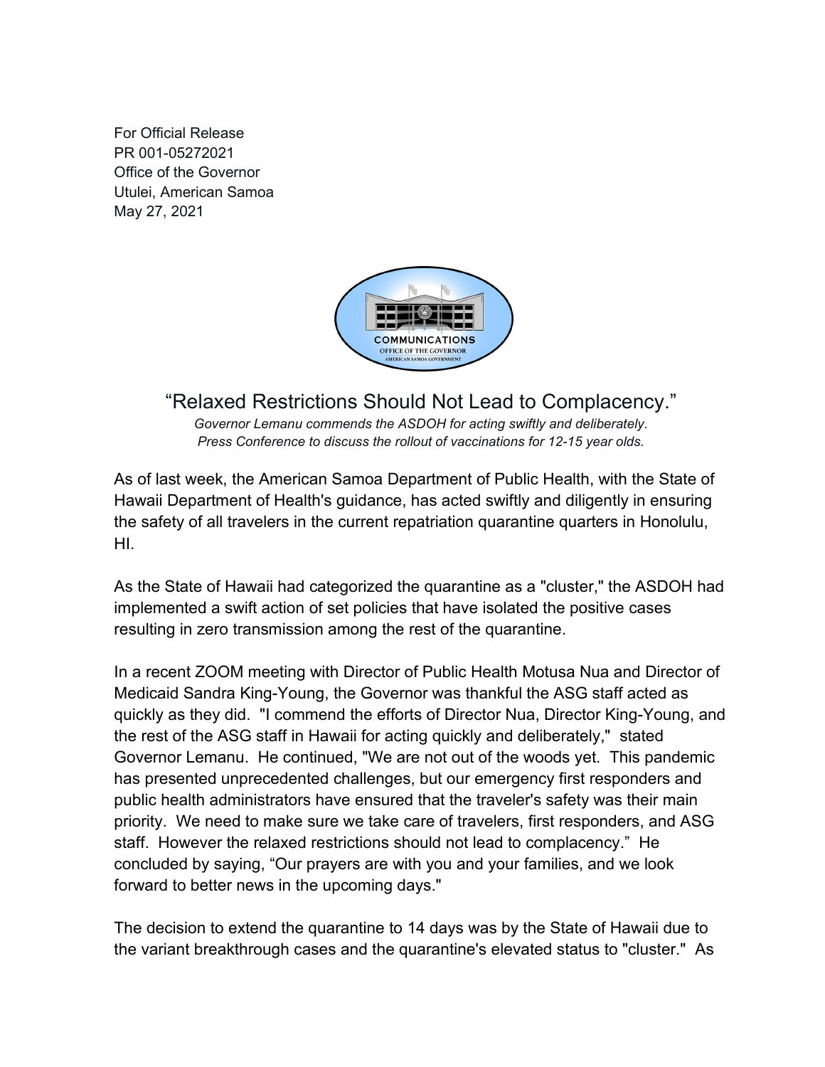For Official Release
PR 001-05272021
Office of the Governor
Utulei, American Samoa
May 27, 2021

# "Relaxed Restrictions Should Not Lead to Complacency."

*Governor Lemanu commends the ASDOH for acting swiftly and deliberately.*
*Press Conference to discuss the rollout of vaccinations for 12-15 year olds.*

As of last week, the American Samoa Department of Public Health, with the State of Hawaii Department of Health's guidance, has acted swiftly and diligently in ensuring the safety of all travelers in the current repatriation quarantine quarters in Honolulu, HI.

As the State of Hawaii had categorized the quarantine as a "cluster," the ASDOH had implemented a swift action of set policies that have isolated the positive cases resulting in zero transmission among the rest of the quarantine.

In a recent ZOOM meeting with Director of Public Health Motusa Nua and Director of Medicaid Sandra King-Young, the Governor was thankful the ASG staff acted as quickly as they did. "I commend the efforts of Director Nua, Director King-Young, and the rest of the ASG staff in Hawaii for acting quickly and deliberately," stated Governor Lemanu. He continued, "We are not out of the woods yet. This pandemic has presented unprecedented challenges, but our emergency first responders and public health administrators have ensured that the traveler's safety was their main priority. We need to make sure we take care of travelers, first responders, and ASG staff. However the relaxed restrictions should not lead to complacency." He concluded by saying, "Our prayers are with you and your families, and we look forward to better news in the upcoming days."

The decision to extend the quarantine to 14 days was by the State of Hawaii due to the variant breakthrough cases and the quarantine's elevated status to "cluster." As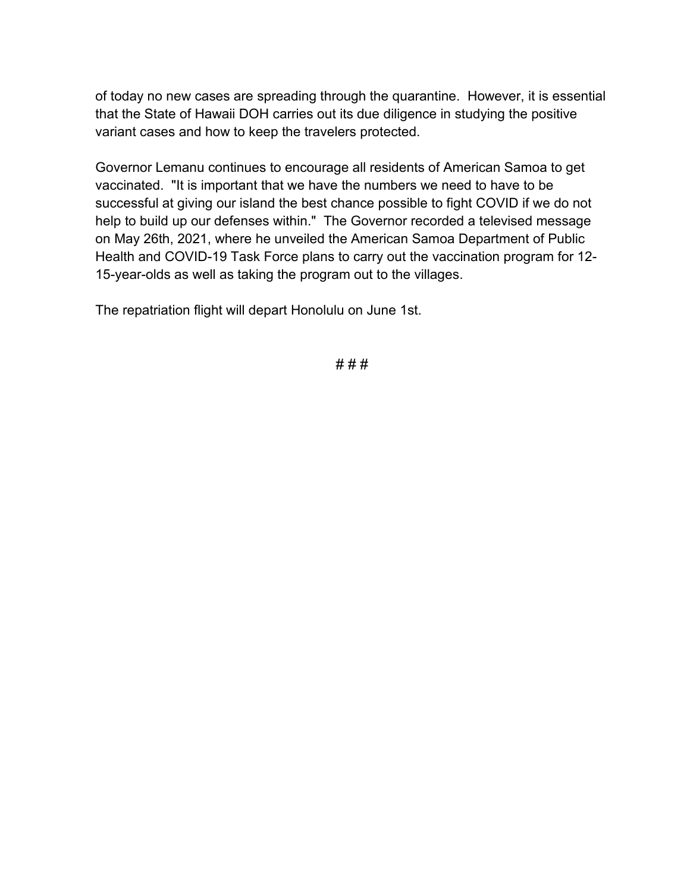of today no new cases are spreading through the quarantine. However, it is essential that the State of Hawaii DOH carries out its due diligence in studying the positive variant cases and how to keep the travelers protected.

Governor Lemanu continues to encourage all residents of American Samoa to get vaccinated. "It is important that we have the numbers we need to have to be successful at giving our island the best chance possible to fight COVID if we do not help to build up our defenses within." The Governor recorded a televised message on May 26th, 2021, where he unveiled the American Samoa Department of Public Health and COVID-19 Task Force plans to carry out the vaccination program for 12-15-year-olds as well as taking the program out to the villages.

The repatriation flight will depart Honolulu on June 1st.

# # #